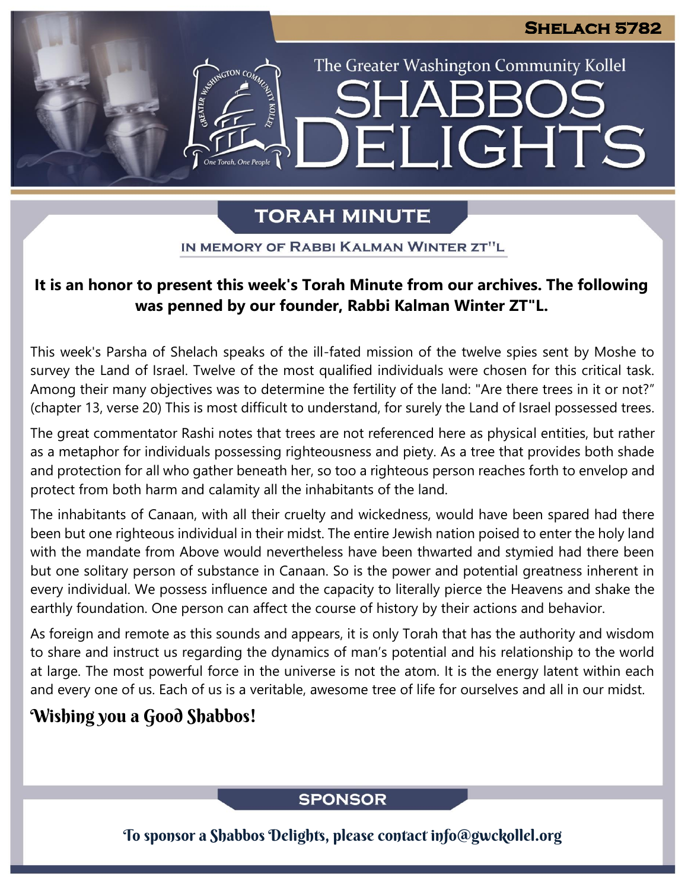Shelach 5782

The Greater Washington Community Kollel

# Shabbos Delights

## Torah Minute

In memory of Rabbi Kalman Winter zt"l

**It is an honor to present this week's Torah Minute from our archives. The following was penned by our founder, Rabbi Kalman Winter ZT"L.**

This week's Parsha of Shelach speaks of the ill-fated mission of the twelve spies sent by Moshe to survey the Land of Israel. Twelve of the most qualified individuals were chosen for this critical task. Among their many objectives was to determine the fertility of the land: "Are there trees in it or not?" (chapter 13, verse 20) This is most difficult to understand, for surely the Land of Israel possessed trees.

The great commentator Rashi notes that trees are not referenced here as physical entities, but rather as a metaphor for individuals possessing righteousness and piety. As a tree that provides both shade and protection for all who gather beneath her, so too a righteous person reaches forth to envelop and protect from both harm and calamity all the inhabitants of the land.

The inhabitants of Canaan, with all their cruelty and wickedness, would have been spared had there been but one righteous individual in their midst. The entire Jewish nation poised to enter the holy land with the mandate from Above would nevertheless have been thwarted and stymied had there been but one solitary person of substance in Canaan. So is the power and potential greatness inherent in every individual. We possess influence and the capacity to literally pierce the Heavens and shake the earthly foundation. One person can affect the course of history by their actions and behavior.

As foreign and remote as this sounds and appears, it is only Torah that has the authority and wisdom to share and instruct us regarding the dynamics of man's potential and his relationship to the world at large. The most powerful force in the universe is not the atom. It is the energy latent within each and every one of us. Each of us is a veritable, awesome tree of life for ourselves and all in our midst.

**Wishing you a Good Shabbos!**

## Sponsor

To sponsor a Shabbos Delights, please contact info@gwckollel.org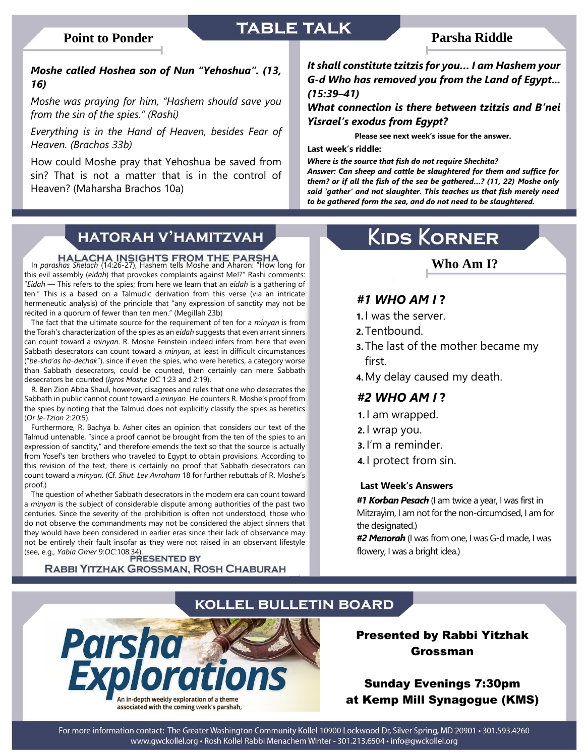# TABLE TALK

## Point to Ponder

***Moshe called Hoshea son of Nun "Yehoshua". (13, 16)***

*Moshe was praying for him, "Hashem should save you from the sin of the spies." (Rashi)*

*Everything is in the Hand of Heaven, besides Fear of Heaven. (Brachos 33b)*

How could Moshe pray that Yehoshua be saved from sin? That is not a matter that is in the control of Heaven? (Maharsha Brachos 10a)

## Parsha Riddle

***It shall constitute tzitzis for you... I am Hashem your G-d Who has removed you from the Land of Egypt... (15:39–41)***

***What connection is there between tzitzis and B'nei Yisrael's exodus from Egypt?***

**Please see next week's issue for the answer.**

**Last week's riddle:**

***Where is the source that fish do not require Shechita?***

***Answer: Can sheep and cattle be slaughtered for them and suffice for them? or if all the fish of the sea be gathered...? (11, 22) Moshe only said 'gather' and not slaughter. This teaches us that fish merely need to be gathered form the sea, and do not need to be slaughtered.***

# HATORAH V'HAMITZVAH

## HALACHA INSIGHTS FROM THE PARSHA

In *parashas Shelach* (14:26-27), Hashem tells Moshe and Aharon: "How long for this evil assembly (*eidah*) that provokes complaints against Me!?" Rashi comments: "*Eidah* — This refers to the spies; from here we learn that an *eidah* is a gathering of ten." This is a based on a Talmudic derivation from this verse (via an intricate hermeneutic analysis) of the principle that "any expression of sanctity may not be recited in a quorum of fewer than ten men." (Megillah 23b)

The fact that the ultimate source for the requirement of ten for a *minyan* is from the Torah's characterization of the spies as an *eidah* suggests that even arrant sinners can count toward a *minyan*. R. Moshe Feinstein indeed infers from here that even Sabbath desecrators can count toward a *minyan*, at least in difficult circumstances ("*be-sha'as ha-dechak*"), since if even the spies, who were heretics, a category worse than Sabbath desecrators, could be counted, then certainly can mere Sabbath desecrators be counted (*Igros Moshe OC* 1:23 and 2:19).

R. Ben Zion Abba Shaul, however, disagrees and rules that one who desecrates the Sabbath in public cannot count toward a *minyan*. He counters R. Moshe's proof from the spies by noting that the Talmud does not explicitly classify the spies as heretics (*Or le-Tzion* 2:20:5).

Furthermore, R. Bachya b. Asher cites an opinion that considers our text of the Talmud untenable, "since a proof cannot be brought from the ten of the spies to an expression of sanctity," and therefore emends the text so that the source is actually from Yosef's ten brothers who traveled to Egypt to obtain provisions. According to this revision of the text, there is certainly no proof that Sabbath desecrators can count toward a *minyan*. (Cf. *Shut. Lev Avraham* 18 for further rebuttals of R. Moshe's proof.)

The question of whether Sabbath desecrators in the modern era can count toward a *minyan* is the subject of considerable dispute among authorities of the past two centuries. Since the severity of the prohibition is often not understood, those who do not observe the commandments may not be considered the abject sinners that they would have been considered in earlier eras since their lack of observance may not be entirely their fault insofar as they were not raised in an observant lifestyle (see, e.g., *Yabia Omer* 9:*OC*:108:34).

PRESENTED BY
RABBI YITZHAK GROSSMAN, ROSH CHABURAH

# KIDS KORNER

## Who Am I?

### #1 WHO AM I ?

1. I was the server.
2. Tentbound.
3. The last of the mother became my first.
4. My delay caused my death.

### #2 WHO AM I ?

1. I am wrapped.
2. I wrap you.
3. I'm a reminder.
4. I protect from sin.

**Last Week's Answers**

***#1 Korban Pesach*** (I am twice a year, I was first in Mitzrayim, I am not for the non-circumcised, I am for the designated.)

***#2 Menorah*** (I was from one, I was G-d made, I was flowery, I was a bright idea.)

# KOLLEL BULLETIN BOARD

Parsha Explorations

An in-depth weekly exploration of a theme associated with the coming week's parshah.

**Presented by Rabbi Yitzhak Grossman**

**Sunday Evenings 7:30pm at Kemp Mill Synagogue (KMS)**

For more information contact: The Greater Washington Community Kollel 10900 Lockwood Dr, Silver Spring, MD 20901 • 301.593.4260
www.gwckollel.org • Rosh Kollel Rabbi Menachem Winter - 301.213.6504 • info@gwckollel.org